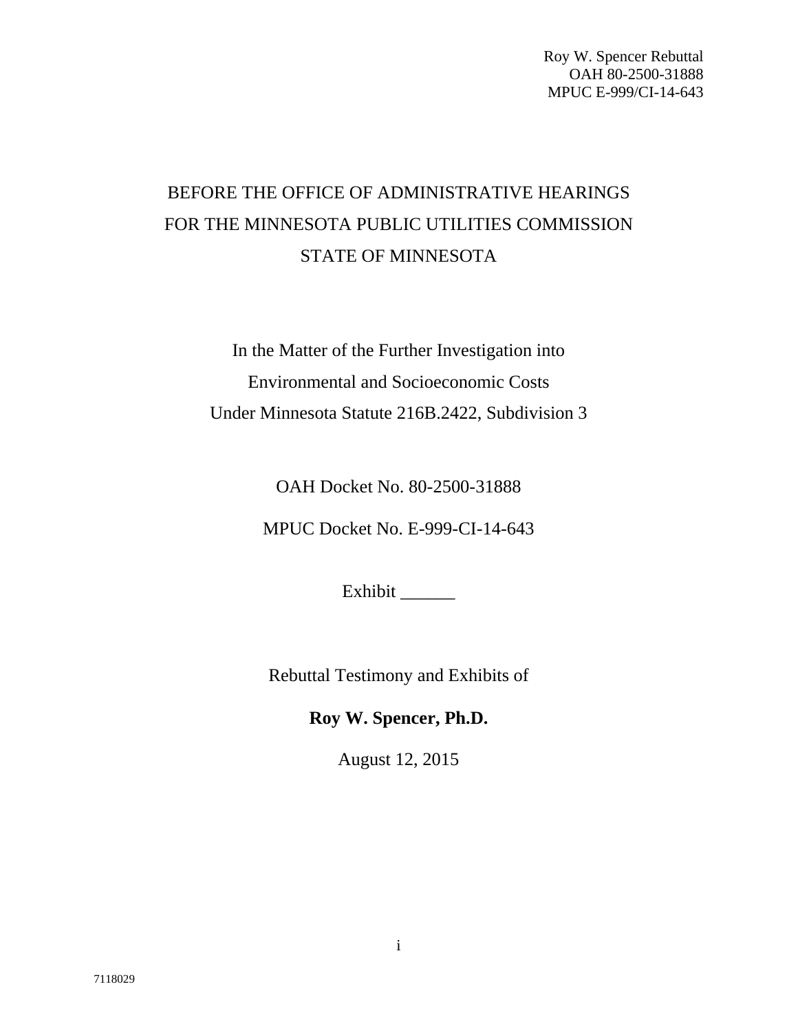BEFORE THE OFFICE OF ADMINISTRATIVE HEARINGS
FOR THE MINNESOTA PUBLIC UTILITIES COMMISSION
STATE OF MINNESOTA

In the Matter of the Further Investigation into
Environmental and Socioeconomic Costs
Under Minnesota Statute 216B.2422, Subdivision 3

OAH Docket No. 80-2500-31888

MPUC Docket No. E-999-CI-14-643

Exhibit ______

Rebuttal Testimony and Exhibits of

**Roy W. Spencer, Ph.D.**

August 12, 2015

7118029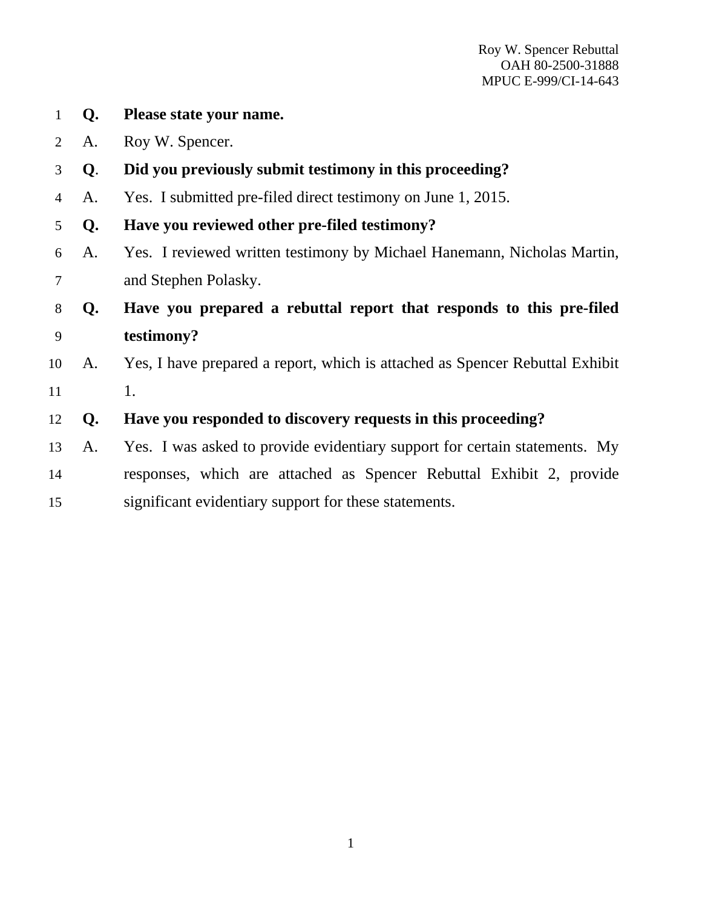**Q. Please state your name.**

A. Roy W. Spencer.

**Q. Did you previously submit testimony in this proceeding?**

A. Yes. I submitted pre-filed direct testimony on June 1, 2015.

**Q. Have you reviewed other pre-filed testimony?**

A. Yes. I reviewed written testimony by Michael Hanemann, Nicholas Martin, and Stephen Polasky.

**Q. Have you prepared a rebuttal report that responds to this pre-filed testimony?**

A. Yes, I have prepared a report, which is attached as Spencer Rebuttal Exhibit 1.

**Q. Have you responded to discovery requests in this proceeding?**

A. Yes. I was asked to provide evidentiary support for certain statements. My responses, which are attached as Spencer Rebuttal Exhibit 2, provide significant evidentiary support for these statements.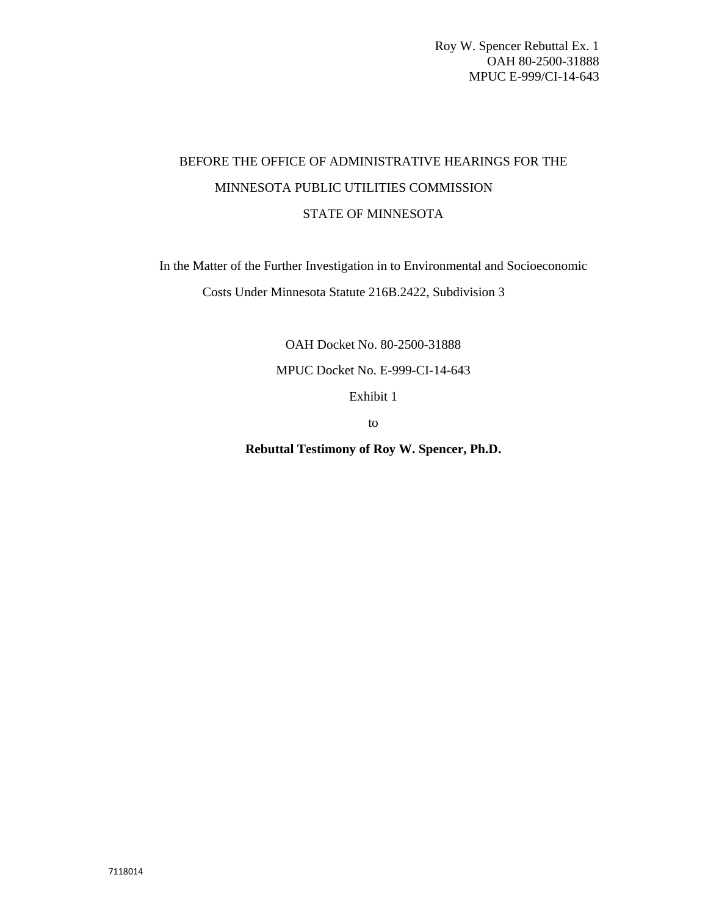Roy W. Spencer Rebuttal Ex. 1
OAH 80-2500-31888
MPUC E-999/CI-14-643

BEFORE THE OFFICE OF ADMINISTRATIVE HEARINGS FOR THE

MINNESOTA PUBLIC UTILITIES COMMISSION

STATE OF MINNESOTA

In the Matter of the Further Investigation in to Environmental and Socioeconomic Costs Under Minnesota Statute 216B.2422, Subdivision 3

OAH Docket No. 80-2500-31888

MPUC Docket No. E-999-CI-14-643

Exhibit 1

to

**Rebuttal Testimony of Roy W. Spencer, Ph.D.**

7118014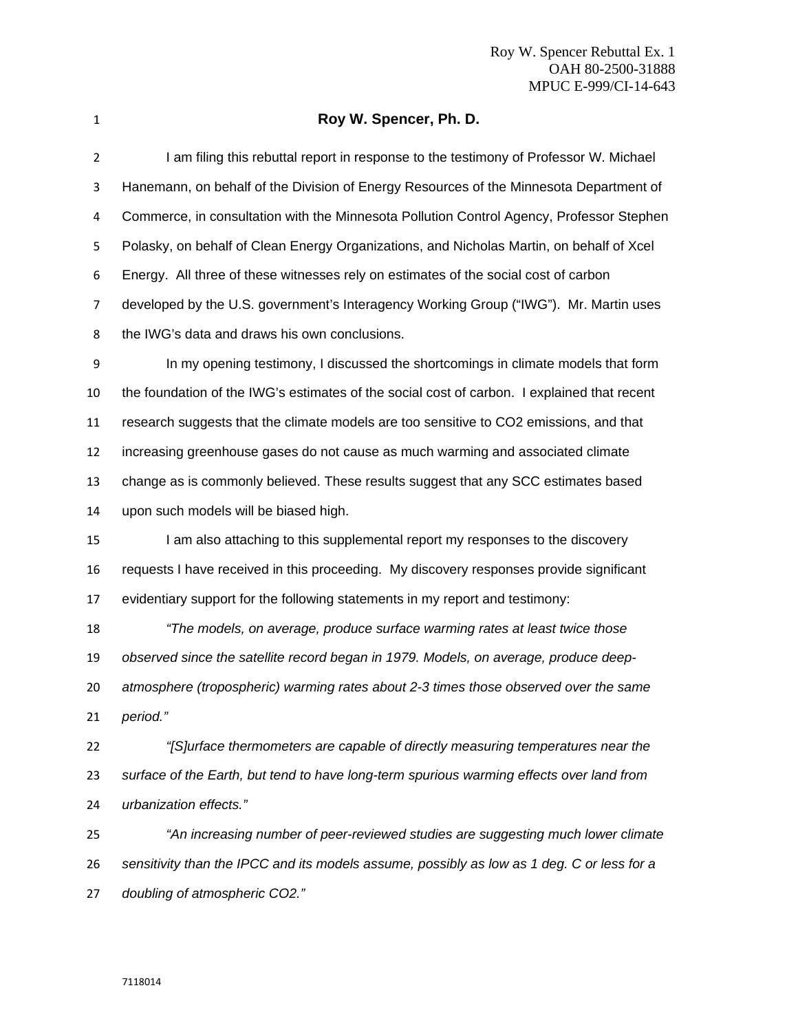Roy W. Spencer Rebuttal Ex. 1
OAH 80-2500-31888
MPUC E-999/CI-14-643

# Roy W. Spencer, Ph. D.

I am filing this rebuttal report in response to the testimony of Professor W. Michael Hanemann, on behalf of the Division of Energy Resources of the Minnesota Department of Commerce, in consultation with the Minnesota Pollution Control Agency, Professor Stephen Polasky, on behalf of Clean Energy Organizations, and Nicholas Martin, on behalf of Xcel Energy. All three of these witnesses rely on estimates of the social cost of carbon developed by the U.S. government's Interagency Working Group ("IWG"). Mr. Martin uses the IWG's data and draws his own conclusions.

In my opening testimony, I discussed the shortcomings in climate models that form the foundation of the IWG's estimates of the social cost of carbon. I explained that recent research suggests that the climate models are too sensitive to CO2 emissions, and that increasing greenhouse gases do not cause as much warming and associated climate change as is commonly believed. These results suggest that any SCC estimates based upon such models will be biased high.

I am also attaching to this supplemental report my responses to the discovery requests I have received in this proceeding. My discovery responses provide significant evidentiary support for the following statements in my report and testimony:

*"The models, on average, produce surface warming rates at least twice those observed since the satellite record began in 1979. Models, on average, produce deep-atmosphere (tropospheric) warming rates about 2-3 times those observed over the same period."*

*"[S]urface thermometers are capable of directly measuring temperatures near the surface of the Earth, but tend to have long-term spurious warming effects over land from urbanization effects."*

*"An increasing number of peer-reviewed studies are suggesting much lower climate sensitivity than the IPCC and its models assume, possibly as low as 1 deg. C or less for a doubling of atmospheric CO2."*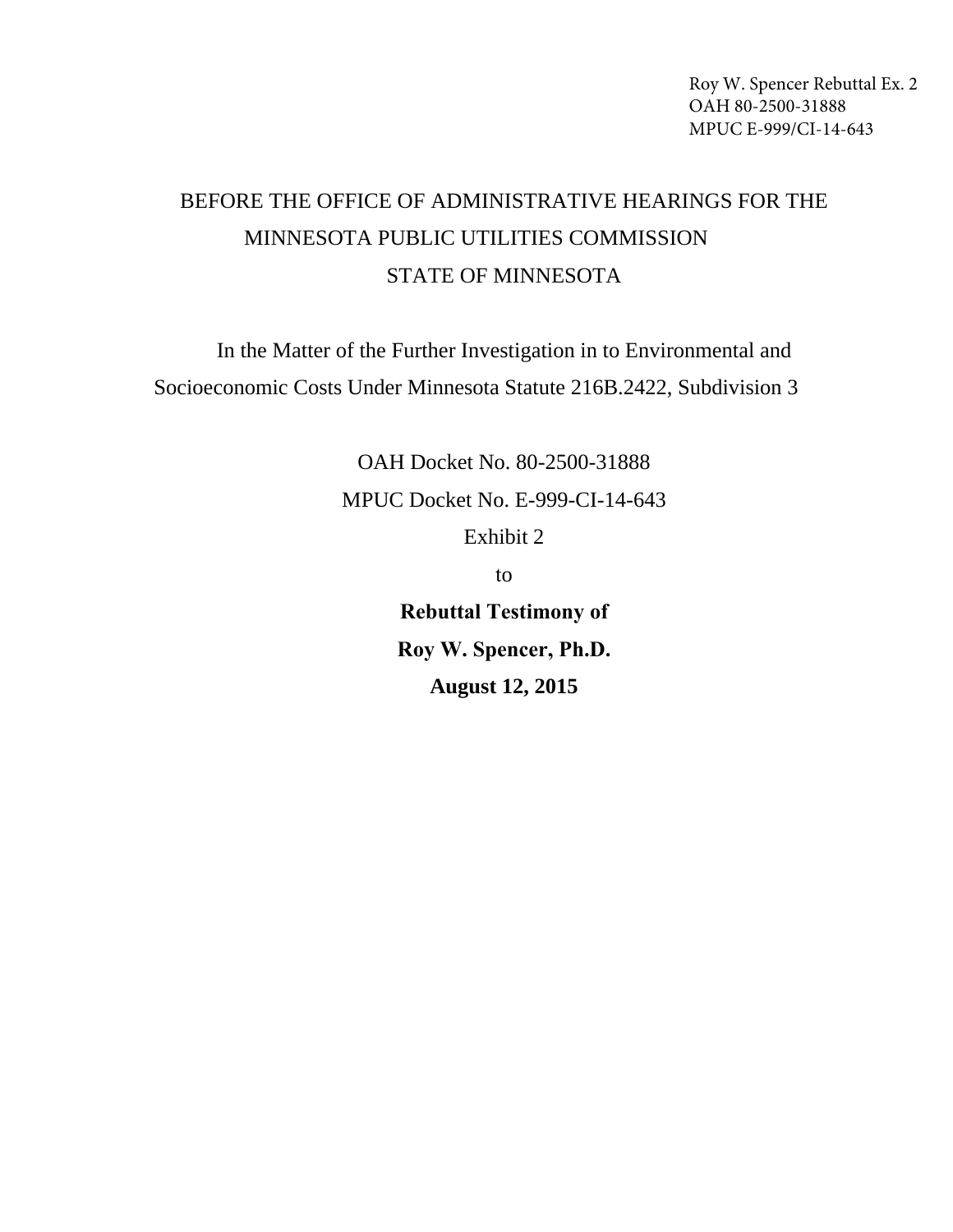Roy W. Spencer Rebuttal Ex. 2
OAH 80-2500-31888
MPUC E-999/CI-14-643

BEFORE THE OFFICE OF ADMINISTRATIVE HEARINGS FOR THE MINNESOTA PUBLIC UTILITIES COMMISSION STATE OF MINNESOTA

In the Matter of the Further Investigation in to Environmental and Socioeconomic Costs Under Minnesota Statute 216B.2422, Subdivision 3

OAH Docket No. 80-2500-31888

MPUC Docket No. E-999-CI-14-643

Exhibit 2

to

**Rebuttal Testimony of**

**Roy W. Spencer, Ph.D.**

**August 12, 2015**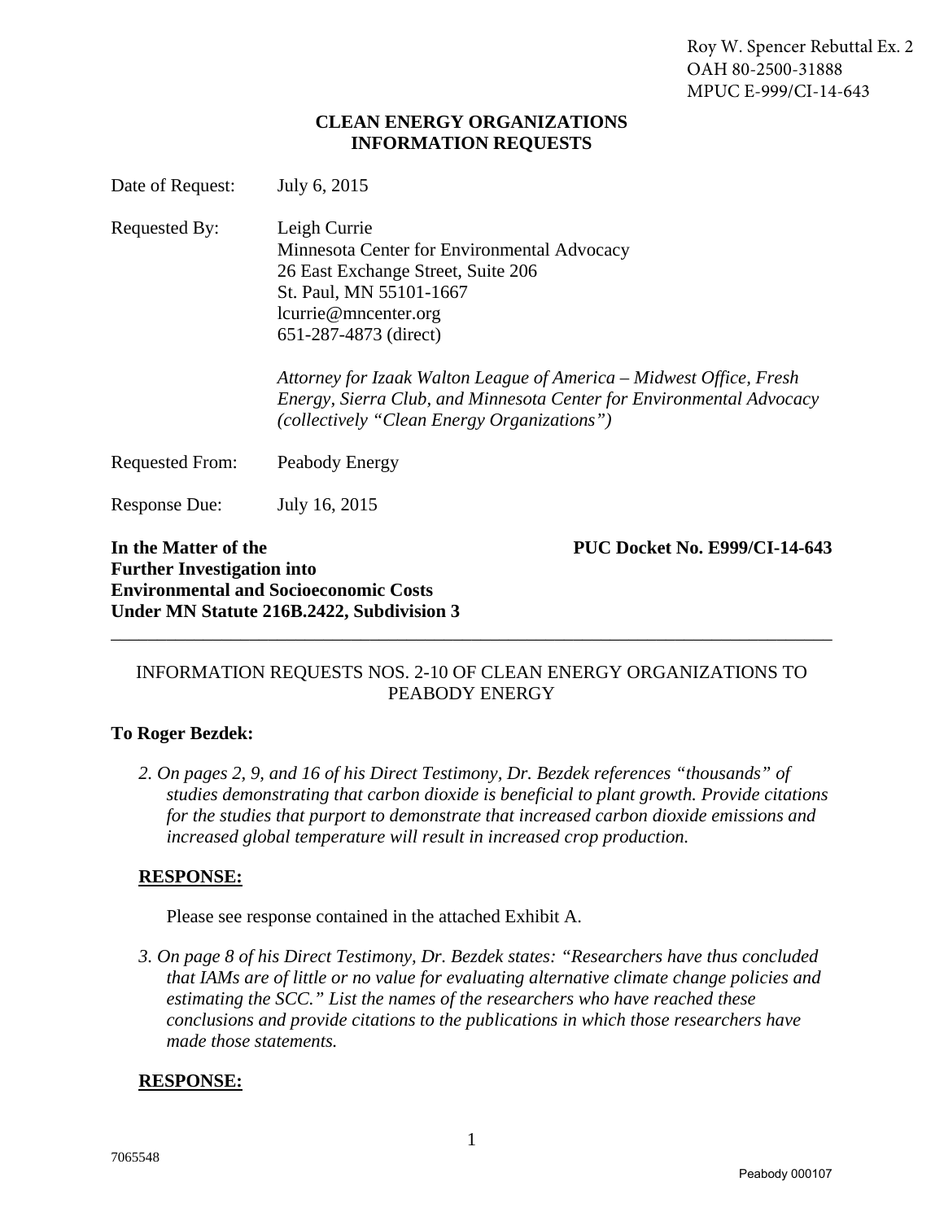Roy W. Spencer Rebuttal Ex. 2
OAH 80-2500-31888
MPUC E-999/CI-14-643

**CLEAN ENERGY ORGANIZATIONS**
**INFORMATION REQUESTS**

Date of Request: July 6, 2015

Requested By: Leigh Currie
Minnesota Center for Environmental Advocacy
26 East Exchange Street, Suite 206
St. Paul, MN 55101-1667
lcurrie@mncenter.org
651-287-4873 (direct)

*Attorney for Izaak Walton League of America – Midwest Office, Fresh Energy, Sierra Club, and Minnesota Center for Environmental Advocacy (collectively "Clean Energy Organizations")*

Requested From: Peabody Energy

Response Due: July 16, 2015

**In the Matter of the Further Investigation into Environmental and Socioeconomic Costs Under MN Statute 216B.2422, Subdivision 3**

**PUC Docket No. E999/CI-14-643**

---

INFORMATION REQUESTS NOS. 2-10 OF CLEAN ENERGY ORGANIZATIONS TO PEABODY ENERGY

**To Roger Bezdek:**

*2. On pages 2, 9, and 16 of his Direct Testimony, Dr. Bezdek references "thousands" of studies demonstrating that carbon dioxide is beneficial to plant growth. Provide citations for the studies that purport to demonstrate that increased carbon dioxide emissions and increased global temperature will result in increased crop production.*

**RESPONSE:**

Please see response contained in the attached Exhibit A.

*3. On page 8 of his Direct Testimony, Dr. Bezdek states: "Researchers have thus concluded that IAMs are of little or no value for evaluating alternative climate change policies and estimating the SCC." List the names of the researchers who have reached these conclusions and provide citations to the publications in which those researchers have made those statements.*

**RESPONSE:**

7065548

Peabody 000107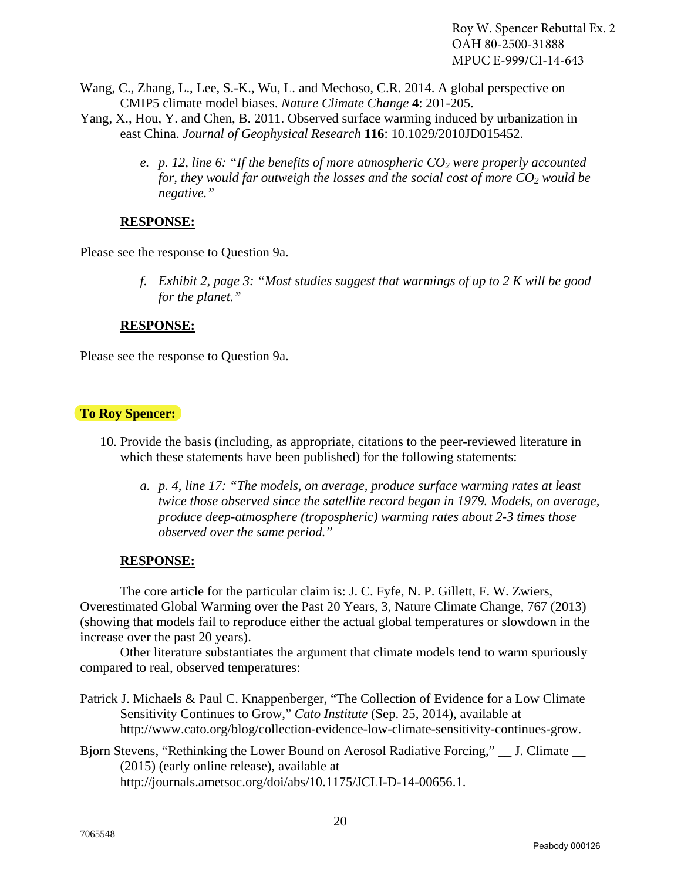Wang, C., Zhang, L., Lee, S.-K., Wu, L. and Mechoso, C.R. 2014. A global perspective on CMIP5 climate model biases. *Nature Climate Change* **4**: 201-205.

Yang, X., Hou, Y. and Chen, B. 2011. Observed surface warming induced by urbanization in east China. *Journal of Geophysical Research* **116**: 10.1029/2010JD015452.

*e. p. 12, line 6: "If the benefits of more atmospheric $CO_2$ were properly accounted for, they would far outweigh the losses and the social cost of more $CO_2$ would be negative."*

**RESPONSE:**

Please see the response to Question 9a.

*f. Exhibit 2, page 3: "Most studies suggest that warmings of up to 2 K will be good for the planet."*

**RESPONSE:**

Please see the response to Question 9a.

**To Roy Spencer:**

10. Provide the basis (including, as appropriate, citations to the peer-reviewed literature in which these statements have been published) for the following statements:

*a. p. 4, line 17: "The models, on average, produce surface warming rates at least twice those observed since the satellite record began in 1979. Models, on average, produce deep-atmosphere (tropospheric) warming rates about 2-3 times those observed over the same period."*

**RESPONSE:**

The core article for the particular claim is: J. C. Fyfe, N. P. Gillett, F. W. Zwiers, Overestimated Global Warming over the Past 20 Years, 3, Nature Climate Change, 767 (2013) (showing that models fail to reproduce either the actual global temperatures or slowdown in the increase over the past 20 years).

Other literature substantiates the argument that climate models tend to warm spuriously compared to real, observed temperatures:

Patrick J. Michaels & Paul C. Knappenberger, "The Collection of Evidence for a Low Climate Sensitivity Continues to Grow," *Cato Institute* (Sep. 25, 2014), available at http://www.cato.org/blog/collection-evidence-low-climate-sensitivity-continues-grow.

Bjorn Stevens, "Rethinking the Lower Bound on Aerosol Radiative Forcing," __ J. Climate __ (2015) (early online release), available at http://journals.ametsoc.org/doi/abs/10.1175/JCLI-D-14-00656.1.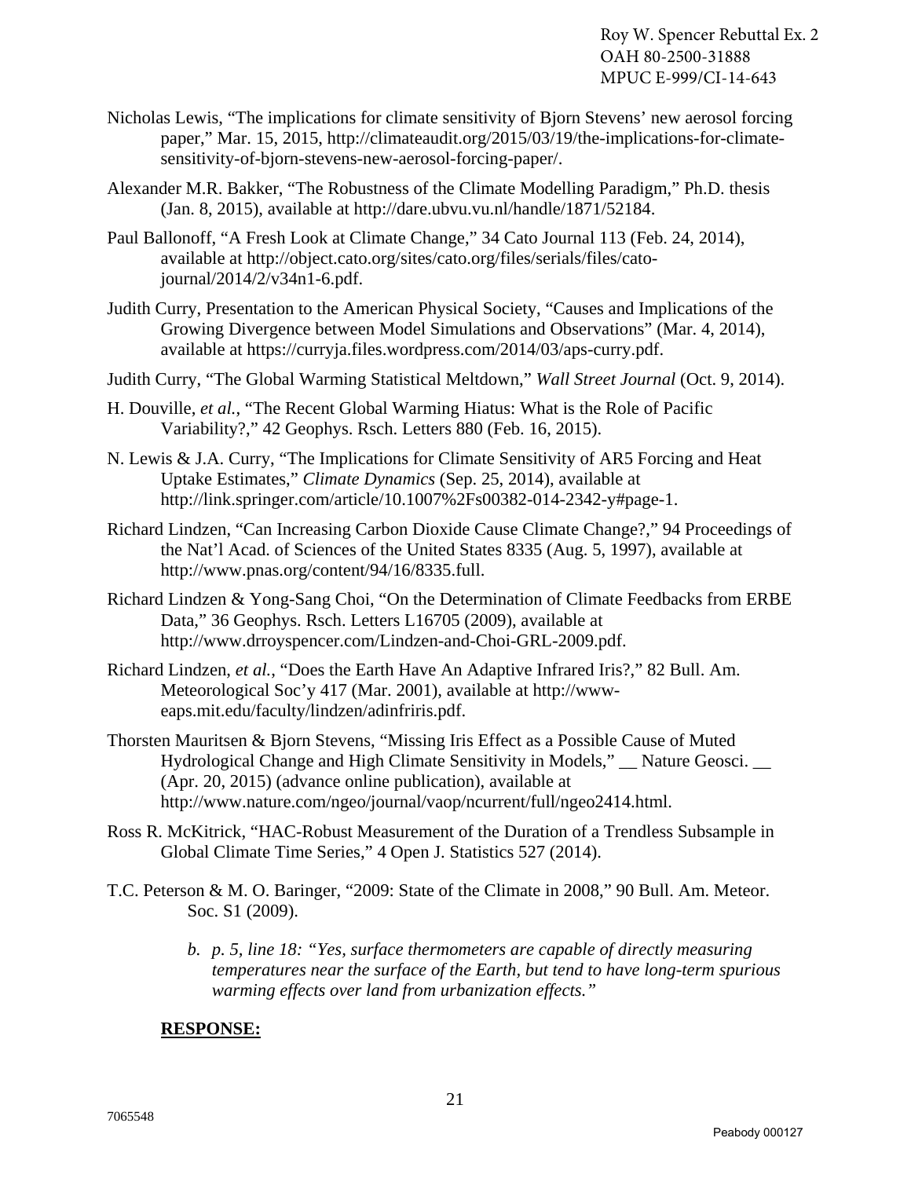Nicholas Lewis, "The implications for climate sensitivity of Bjorn Stevens' new aerosol forcing paper," Mar. 15, 2015, http://climateaudit.org/2015/03/19/the-implications-for-climate-sensitivity-of-bjorn-stevens-new-aerosol-forcing-paper/.

Alexander M.R. Bakker, "The Robustness of the Climate Modelling Paradigm," Ph.D. thesis (Jan. 8, 2015), available at http://dare.ubvu.vu.nl/handle/1871/52184.

Paul Ballonoff, "A Fresh Look at Climate Change," 34 Cato Journal 113 (Feb. 24, 2014), available at http://object.cato.org/sites/cato.org/files/serials/files/cato-journal/2014/2/v34n1-6.pdf.

Judith Curry, Presentation to the American Physical Society, "Causes and Implications of the Growing Divergence between Model Simulations and Observations" (Mar. 4, 2014), available at https://curryja.files.wordpress.com/2014/03/aps-curry.pdf.

Judith Curry, "The Global Warming Statistical Meltdown," *Wall Street Journal* (Oct. 9, 2014).

H. Douville, *et al.*, "The Recent Global Warming Hiatus: What is the Role of Pacific Variability?," 42 Geophys. Rsch. Letters 880 (Feb. 16, 2015).

N. Lewis & J.A. Curry, "The Implications for Climate Sensitivity of AR5 Forcing and Heat Uptake Estimates," *Climate Dynamics* (Sep. 25, 2014), available at http://link.springer.com/article/10.1007%2Fs00382-014-2342-y#page-1.

Richard Lindzen, "Can Increasing Carbon Dioxide Cause Climate Change?," 94 Proceedings of the Nat'l Acad. of Sciences of the United States 8335 (Aug. 5, 1997), available at http://www.pnas.org/content/94/16/8335.full.

Richard Lindzen & Yong-Sang Choi, "On the Determination of Climate Feedbacks from ERBE Data," 36 Geophys. Rsch. Letters L16705 (2009), available at http://www.drroyspencer.com/Lindzen-and-Choi-GRL-2009.pdf.

Richard Lindzen, *et al.*, "Does the Earth Have An Adaptive Infrared Iris?," 82 Bull. Am. Meteorological Soc'y 417 (Mar. 2001), available at http://www-eaps.mit.edu/faculty/lindzen/adinfriris.pdf.

Thorsten Mauritsen & Bjorn Stevens, "Missing Iris Effect as a Possible Cause of Muted Hydrological Change and High Climate Sensitivity in Models," __ Nature Geosci. __ (Apr. 20, 2015) (advance online publication), available at http://www.nature.com/ngeo/journal/vaop/ncurrent/full/ngeo2414.html.

Ross R. McKitrick, "HAC-Robust Measurement of the Duration of a Trendless Subsample in Global Climate Time Series," 4 Open J. Statistics 527 (2014).

T.C. Peterson & M. O. Baringer, "2009: State of the Climate in 2008," 90 Bull. Am. Meteor. Soc. S1 (2009).

b. *p. 5, line 18: "Yes, surface thermometers are capable of directly measuring temperatures near the surface of the Earth, but tend to have long-term spurious warming effects over land from urbanization effects."*

**RESPONSE:**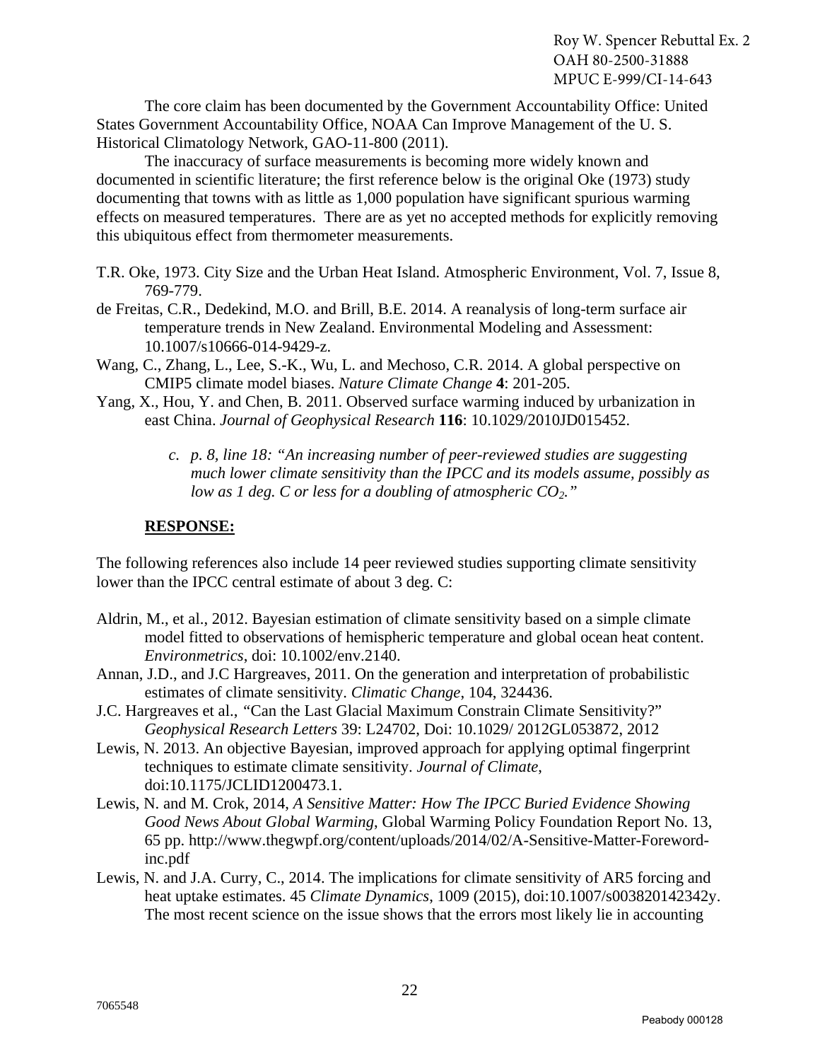The core claim has been documented by the Government Accountability Office: United States Government Accountability Office, NOAA Can Improve Management of the U. S. Historical Climatology Network, GAO-11-800 (2011).

The inaccuracy of surface measurements is becoming more widely known and documented in scientific literature; the first reference below is the original Oke (1973) study documenting that towns with as little as 1,000 population have significant spurious warming effects on measured temperatures. There are as yet no accepted methods for explicitly removing this ubiquitous effect from thermometer measurements.

T.R. Oke, 1973. City Size and the Urban Heat Island. Atmospheric Environment, Vol. 7, Issue 8, 769-779.

de Freitas, C.R., Dedekind, M.O. and Brill, B.E. 2014. A reanalysis of long-term surface air temperature trends in New Zealand. Environmental Modeling and Assessment: 10.1007/s10666-014-9429-z.

Wang, C., Zhang, L., Lee, S.-K., Wu, L. and Mechoso, C.R. 2014. A global perspective on CMIP5 climate model biases. *Nature Climate Change* **4**: 201-205.

Yang, X., Hou, Y. and Chen, B. 2011. Observed surface warming induced by urbanization in east China. *Journal of Geophysical Research* **116**: 10.1029/2010JD015452.

*c. p. 8, line 18: "An increasing number of peer-reviewed studies are suggesting much lower climate sensitivity than the IPCC and its models assume, possibly as low as 1 deg. C or less for a doubling of atmospheric $CO_2$."*

**RESPONSE:**

The following references also include 14 peer reviewed studies supporting climate sensitivity lower than the IPCC central estimate of about 3 deg. C:

Aldrin, M., et al., 2012. Bayesian estimation of climate sensitivity based on a simple climate model fitted to observations of hemispheric temperature and global ocean heat content. *Environmetrics*, doi: 10.1002/env.2140.

Annan, J.D., and J.C Hargreaves, 2011. On the generation and interpretation of probabilistic estimates of climate sensitivity. *Climatic Change*, 104, 324436.

J.C. Hargreaves et al., "Can the Last Glacial Maximum Constrain Climate Sensitivity?" *Geophysical Research Letters* 39: L24702, Doi: 10.1029/ 2012GL053872, 2012

Lewis, N. 2013. An objective Bayesian, improved approach for applying optimal fingerprint techniques to estimate climate sensitivity. *Journal of Climate*, doi:10.1175/JCLID1200473.1.

Lewis, N. and M. Crok, 2014, *A Sensitive Matter: How The IPCC Buried Evidence Showing Good News About Global Warming*, Global Warming Policy Foundation Report No. 13, 65 pp. http://www.thegwpf.org/content/uploads/2014/02/A-Sensitive-Matter-Foreword-inc.pdf

Lewis, N. and J.A. Curry, C., 2014. The implications for climate sensitivity of AR5 forcing and heat uptake estimates. 45 *Climate Dynamics*, 1009 (2015), doi:10.1007/s003820142342y. The most recent science on the issue shows that the errors most likely lie in accounting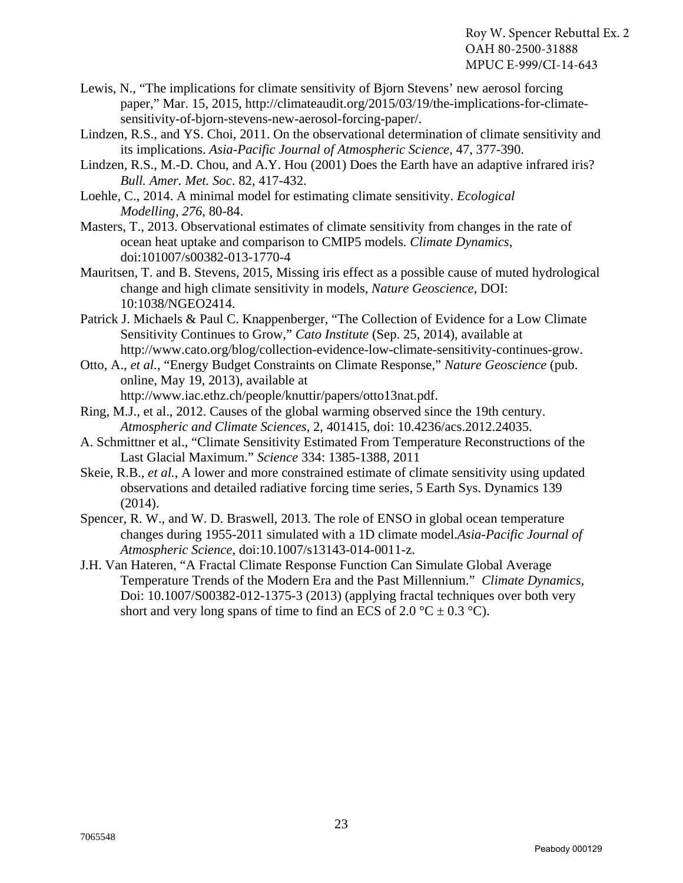Lewis, N., "The implications for climate sensitivity of Bjorn Stevens' new aerosol forcing paper," Mar. 15, 2015, http://climateaudit.org/2015/03/19/the-implications-for-climate-sensitivity-of-bjorn-stevens-new-aerosol-forcing-paper/.

Lindzen, R.S., and YS. Choi, 2011. On the observational determination of climate sensitivity and its implications. *Asia-Pacific Journal of Atmospheric Science*, 47, 377-390.

Lindzen, R.S., M.-D. Chou, and A.Y. Hou (2001) Does the Earth have an adaptive infrared iris? *Bull. Amer. Met. Soc*. 82, 417-432.

Loehle, C., 2014. A minimal model for estimating climate sensitivity. *Ecological Modelling*, *276*, 80-84.

Masters, T., 2013. Observational estimates of climate sensitivity from changes in the rate of ocean heat uptake and comparison to CMIP5 models. *Climate Dynamics*, doi:101007/s00382-013-1770-4

Mauritsen, T. and B. Stevens, 2015, Missing iris effect as a possible cause of muted hydrological change and high climate sensitivity in models, *Nature Geoscience*, DOI: 10:1038/NGEO2414.

Patrick J. Michaels & Paul C. Knappenberger, "The Collection of Evidence for a Low Climate Sensitivity Continues to Grow," *Cato Institute* (Sep. 25, 2014), available at http://www.cato.org/blog/collection-evidence-low-climate-sensitivity-continues-grow.

Otto, A., *et al.*, "Energy Budget Constraints on Climate Response," *Nature Geoscience* (pub. online, May 19, 2013), available at http://www.iac.ethz.ch/people/knuttir/papers/otto13nat.pdf.

Ring, M.J., et al., 2012. Causes of the global warming observed since the 19th century. *Atmospheric and Climate Sciences*, 2, 401415, doi: 10.4236/acs.2012.24035.

A. Schmittner et al., "Climate Sensitivity Estimated From Temperature Reconstructions of the Last Glacial Maximum." *Science* 334: 1385-1388, 2011

Skeie, R.B., *et al.*, A lower and more constrained estimate of climate sensitivity using updated observations and detailed radiative forcing time series, 5 Earth Sys. Dynamics 139 (2014).

Spencer, R. W., and W. D. Braswell, 2013. The role of ENSO in global ocean temperature changes during 1955-2011 simulated with a 1D climate model.*Asia-Pacific Journal of Atmospheric Science*, doi:10.1007/s13143-014-0011-z.

J.H. Van Hateren, "A Fractal Climate Response Function Can Simulate Global Average Temperature Trends of the Modern Era and the Past Millennium." *Climate Dynamics*, Doi: 10.1007/S00382-012-1375-3 (2013) (applying fractal techniques over both very short and very long spans of time to find an ECS of 2.0 °C ± 0.3 °C).